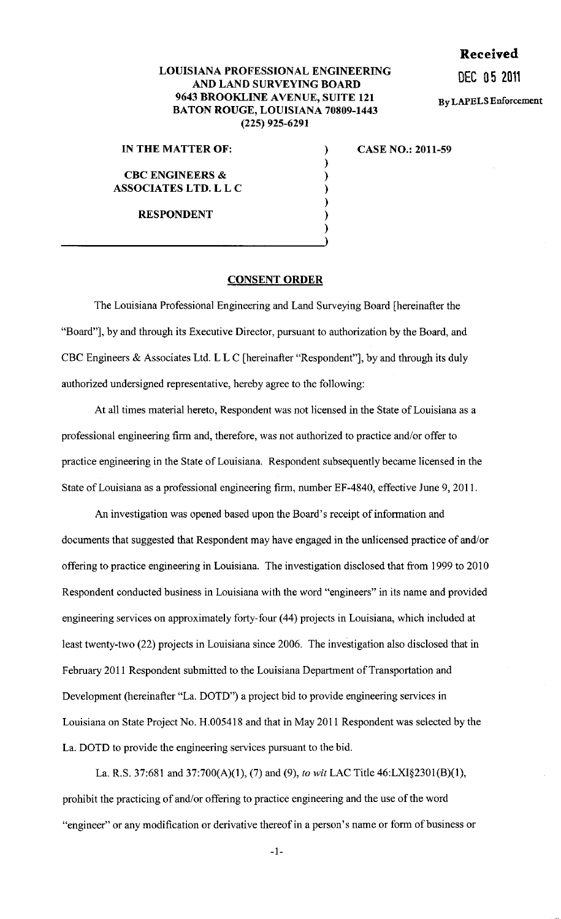**Received**

**DEC 05 2011**

By LAPELS Enforcement

**LOUISIANA PROFESSIONAL ENGINEERING AND LAND SURVEYING BOARD**
**9643 BROOKLINE AVENUE, SUITE 121**
**BATON ROUGE, LOUISIANA 70809-1443**
**(225) 925-6291**

**IN THE MATTER OF:**

**CBC ENGINEERS & ASSOCIATES LTD. L L C**

**RESPONDENT**

**CASE NO.: 2011-59**

## CONSENT ORDER

The Louisiana Professional Engineering and Land Surveying Board [hereinafter the "Board"], by and through its Executive Director, pursuant to authorization by the Board, and CBC Engineers & Associates Ltd. L L C [hereinafter "Respondent"], by and through its duly authorized undersigned representative, hereby agree to the following:

At all times material hereto, Respondent was not licensed in the State of Louisiana as a professional engineering firm and, therefore, was not authorized to practice and/or offer to practice engineering in the State of Louisiana. Respondent subsequently became licensed in the State of Louisiana as a professional engineering firm, number EF-4840, effective June 9, 2011.

An investigation was opened based upon the Board's receipt of information and documents that suggested that Respondent may have engaged in the unlicensed practice of and/or offering to practice engineering in Louisiana. The investigation disclosed that from 1999 to 2010 Respondent conducted business in Louisiana with the word "engineers" in its name and provided engineering services on approximately forty-four (44) projects in Louisiana, which included at least twenty-two (22) projects in Louisiana since 2006. The investigation also disclosed that in February 2011 Respondent submitted to the Louisiana Department of Transportation and Development (hereinafter "La. DOTD") a project bid to provide engineering services in Louisiana on State Project No. H.005418 and that in May 2011 Respondent was selected by the La. DOTD to provide the engineering services pursuant to the bid.

La. R.S. 37:681 and 37:700(A)(1), (7) and (9), *to wit* LAC Title 46:LXI§2301(B)(1), prohibit the practicing of and/or offering to practice engineering and the use of the word "engineer" or any modification or derivative thereof in a person's name or form of business or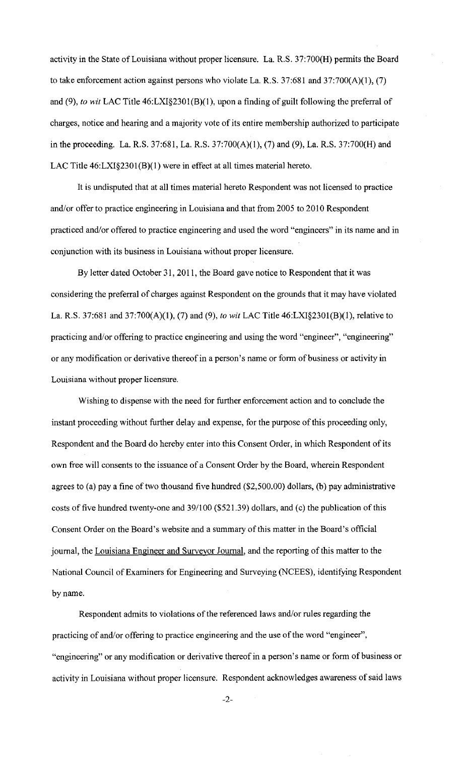activity in the State of Louisiana without proper licensure. La. R.S. 37:700(H) permits the Board to take enforcement action against persons who violate La. R.S. 37:681 and 37:700(A)(1), (7) and (9), *to wit* LAC Title 46:LXI§2301(B)(1), upon a finding of guilt following the preferral of charges, notice and hearing and a majority vote of its entire membership authorized to participate in the proceeding. La. R.S. 37:681, La. R.S. 37:700(A)(1), (7) and (9), La. R.S. 37:700(H) and LAC Title 46:LXI§2301(B)(1) were in effect at all times material hereto.

It is undisputed that at all times material hereto Respondent was not licensed to practice and/or offer to practice engineering in Louisiana and that from 2005 to 2010 Respondent practiced and/or offered to practice engineering and used the word "engineers" in its name and in conjunction with its business in Louisiana without proper licensure.

By letter dated October 31, 2011, the Board gave notice to Respondent that it was considering the preferral of charges against Respondent on the grounds that it may have violated La. R.S. 37:681 and 37:700(A)(1), (7) and (9), *to wit* LAC Title 46:LXI§2301(B)(1), relative to practicing and/or offering to practice engineering and using the word "engineer", "engineering" or any modification or derivative thereof in a person's name or form of business or activity in Louisiana without proper licensure.

Wishing to dispense with the need for further enforcement action and to conclude the instant proceeding without further delay and expense, for the purpose of this proceeding only, Respondent and the Board do hereby enter into this Consent Order, in which Respondent of its own free will consents to the issuance of a Consent Order by the Board, wherein Respondent agrees to (a) pay a fine of two thousand five hundred ($2,500.00) dollars, (b) pay administrative costs of five hundred twenty-one and 39/100 ($521.39) dollars, and (c) the publication of this Consent Order on the Board's website and a summary of this matter in the Board's official journal, the Louisiana Engineer and Surveyor Journal, and the reporting of this matter to the National Council of Examiners for Engineering and Surveying (NCEES), identifying Respondent by name.

Respondent admits to violations of the referenced laws and/or rules regarding the practicing of and/or offering to practice engineering and the use of the word "engineer", "engineering" or any modification or derivative thereof in a person's name or form of business or activity in Louisiana without proper licensure. Respondent acknowledges awareness of said laws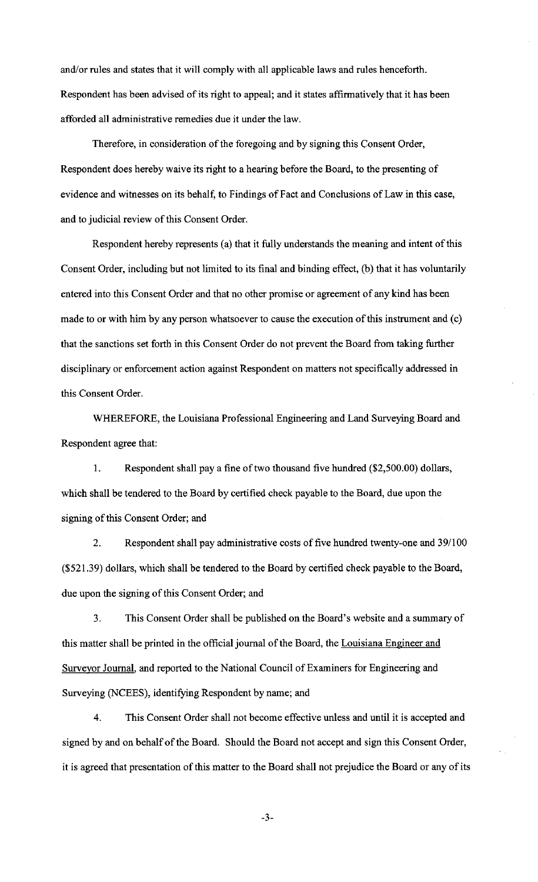and/or rules and states that it will comply with all applicable laws and rules henceforth. Respondent has been advised of its right to appeal; and it states affirmatively that it has been afforded all administrative remedies due it under the law.

Therefore, in consideration of the foregoing and by signing this Consent Order, Respondent does hereby waive its right to a hearing before the Board, to the presenting of evidence and witnesses on its behalf, to Findings of Fact and Conclusions of Law in this case, and to judicial review of this Consent Order.

Respondent hereby represents (a) that it fully understands the meaning and intent of this Consent Order, including but not limited to its final and binding effect, (b) that it has voluntarily entered into this Consent Order and that no other promise or agreement of any kind has been made to or with him by any person whatsoever to cause the execution of this instrument and (c) that the sanctions set forth in this Consent Order do not prevent the Board from taking further disciplinary or enforcement action against Respondent on matters not specifically addressed in this Consent Order.

WHEREFORE, the Louisiana Professional Engineering and Land Surveying Board and Respondent agree that:

1. Respondent shall pay a fine of two thousand five hundred ($2,500.00) dollars, which shall be tendered to the Board by certified check payable to the Board, due upon the signing of this Consent Order; and

2. Respondent shall pay administrative costs of five hundred twenty-one and 39/100 ($521.39) dollars, which shall be tendered to the Board by certified check payable to the Board, due upon the signing of this Consent Order; and

3. This Consent Order shall be published on the Board's website and a summary of this matter shall be printed in the official journal of the Board, the Louisiana Engineer and Surveyor Journal, and reported to the National Council of Examiners for Engineering and Surveying (NCEES), identifying Respondent by name; and

4. This Consent Order shall not become effective unless and until it is accepted and signed by and on behalf of the Board. Should the Board not accept and sign this Consent Order, it is agreed that presentation of this matter to the Board shall not prejudice the Board or any of its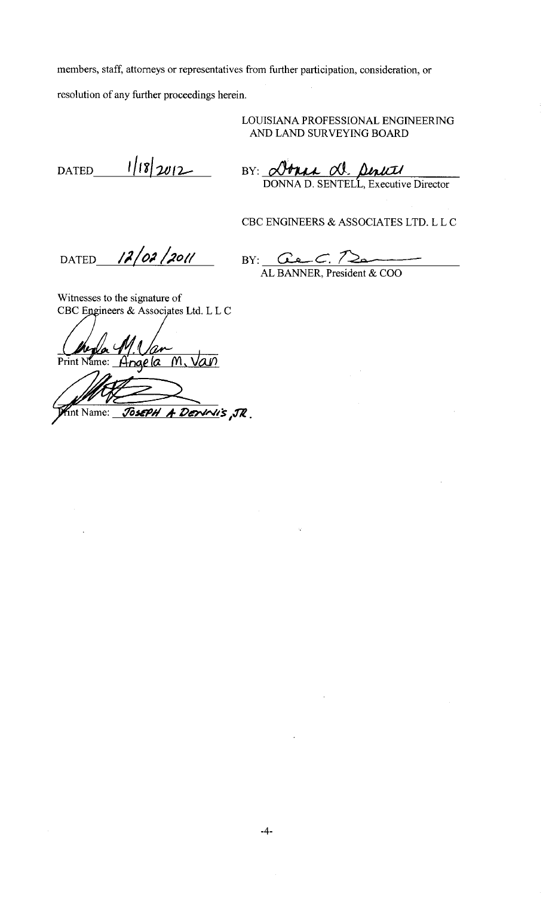members, staff, attorneys or representatives from further participation, consideration, or resolution of any further proceedings herein.

LOUISIANA PROFESSIONAL ENGINEERING AND LAND SURVEYING BOARD

DATED 1/18/2012

BY: Donna D. Sentell
DONNA D. SENTELL, Executive Director

CBC ENGINEERS & ASSOCIATES LTD. L L C

DATED 12/02/2011

BY: Al C. Banner
AL BANNER, President & COO

Witnesses to the signature of CBC Engineers & Associates Ltd. L L C

Angela M. Van
Print Name: Angela M. Van

Print Name: JOSEPH A DENNIS, JR.